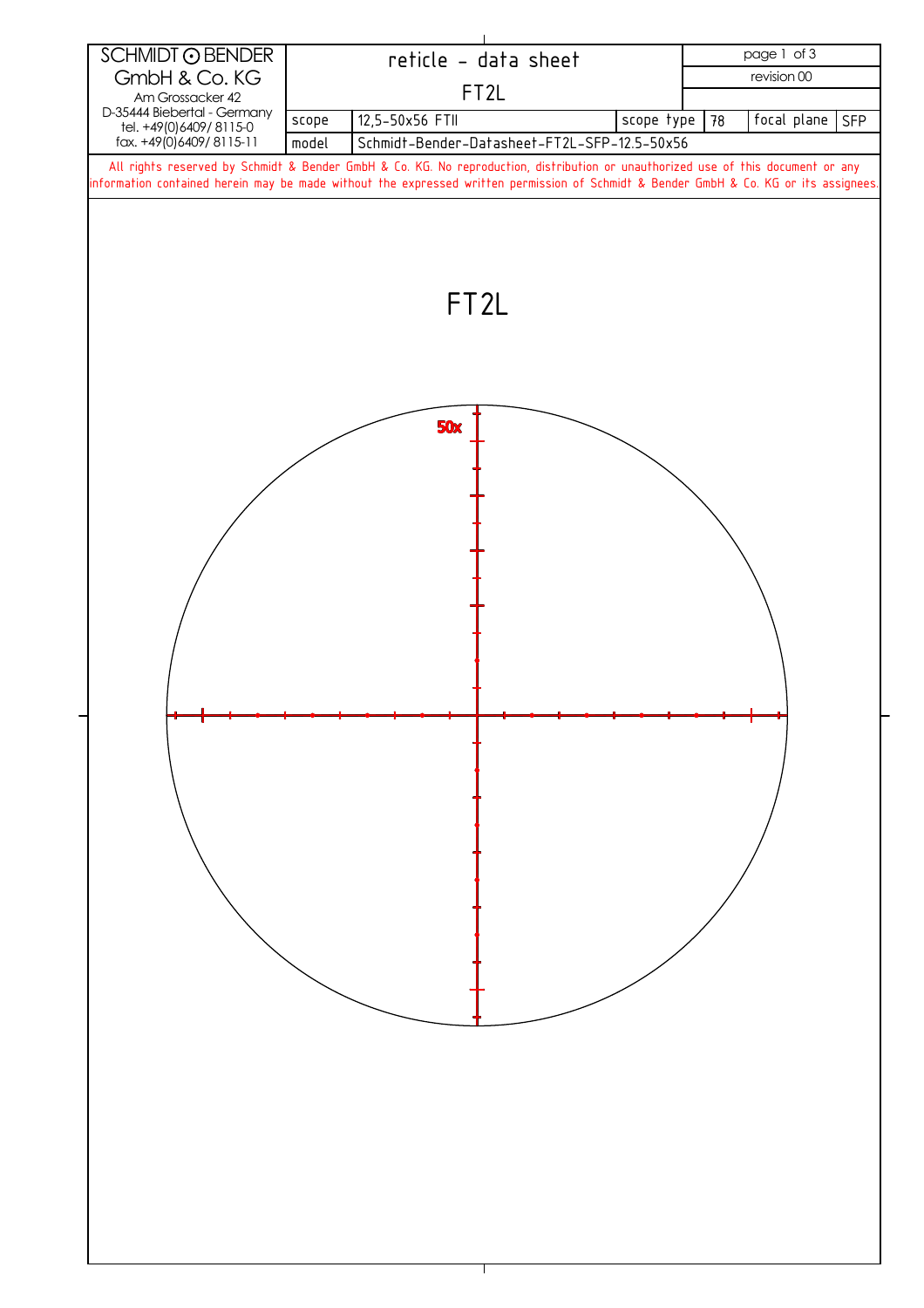| SCHMIDT ⊙ BENDER GmbH & Co. KG Am Grossacker 42 D-35444 Biebertal - Germany tel. +49(0)6409/ 8115-0 fax. +49(0)6409/ 8115-11 | reticle - data sheet FT2L | | | | page 1 of 3 revision 00 |
|---|---|---|---|---|---|
| scope | 12,5-50x56 FTII | scope type | 78 | focal plane | SFP |
| model | Schmidt-Bender-Datasheet-FT2L-SFP-12.5-50x56 | | | | |

All rights reserved by Schmidt & Bender GmbH & Co. KG. No reproduction, distribution or unauthorized use of this document or any information contained herein may be made without the expressed written permission of Schmidt & Bender GmbH & Co. KG or its assignees.

# FT2L

50x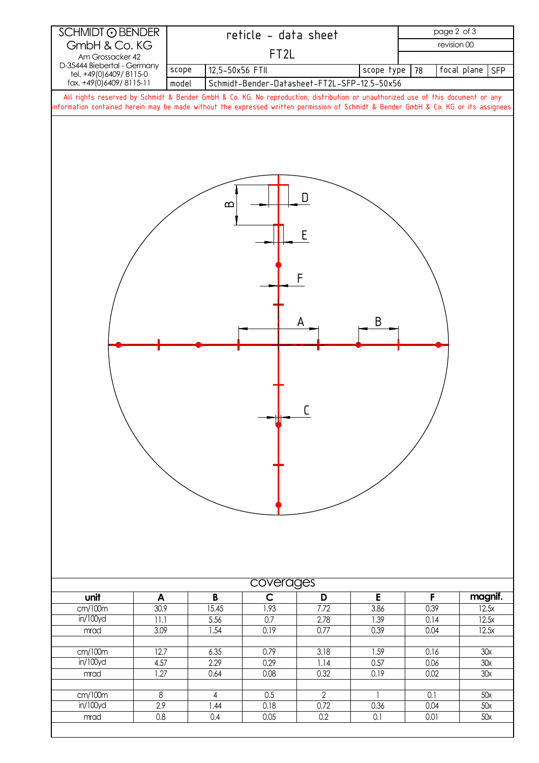SCHMIDT ⊙ BENDER
GmbH & Co. KG
Am Grossacker 42
D-35444 Biebertal - Germany
tel. +49(0)6409/ 8115-0
fax. +49(0)6409/ 8115-11

# reticle - data sheet

## FT2L

| | | | | | |
|---|---|---|---|---|---|
| scope | 12,5-50x56 FTII | scope type | 78 | focal plane | SFP |
| model | Schmidt-Bender-Datasheet-FT2L-SFP-12.5-50x56 | | | | |

revision 00

All rights reserved by Schmidt & Bender GmbH & Co. KG. No reproduction, distribution or unauthorized use of this document or any information contained herein may be made without the expressed written permission of Schmidt & Bender GmbH & Co. KG or its assignees.

D

B

E

F

A

B

C

## coverages

| unit | A | B | C | D | E | F | magnif. |
|---|---|---|---|---|---|---|---|
| cm/100m | 30.9 | 15.45 | 1.93 | 7.72 | 3.86 | 0.39 | 12.5x |
| in/100yd | 11.1 | 5.56 | 0.7 | 2.78 | 1.39 | 0.14 | 12.5x |
| mrad | 3.09 | 1.54 | 0.19 | 0.77 | 0.39 | 0.04 | 12.5x |
| | | | | | | | |
| cm/100m | 12.7 | 6.35 | 0.79 | 3.18 | 1.59 | 0.16 | 30x |
| in/100yd | 4.57 | 2.29 | 0.29 | 1.14 | 0.57 | 0.06 | 30x |
| mrad | 1.27 | 0.64 | 0.08 | 0.32 | 0.19 | 0.02 | 30x |
| | | | | | | | |
| cm/100m | 8 | 4 | 0.5 | 2 | 1 | 0.1 | 50x |
| in/100yd | 2.9 | 1.44 | 0.18 | 0.72 | 0.36 | 0.04 | 50x |
| mrad | 0.8 | 0.4 | 0.05 | 0.2 | 0.1 | 0.01 | 50x |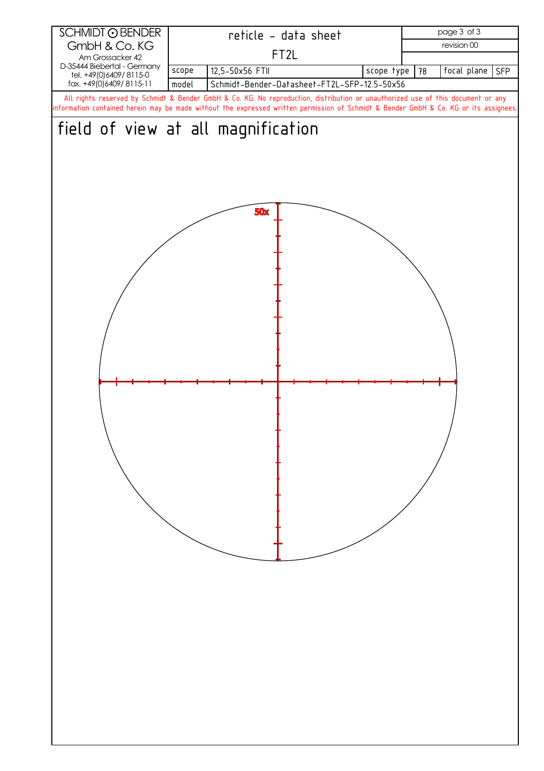| | | | | | | |
|---|---|---|---|---|---|---|
| SCHMIDT ⊙ BENDER GmbH & Co. KG Am Grossacker 42 D-35444 Biebertal - Germany tel. +49(0)6409/ 8115-0 fax. +49(0)6409/ 8115-11 | reticle - data sheet FT2L | | | | | revision 00 |
| | scope | 12,5-50x56 FTII | scope type | 78 | focal plane | SFP |
| | model | Schmidt-Bender-Datasheet-FT2L-SFP-12.5-50x56 | | | | |

All rights reserved by Schmidt & Bender GmbH & Co. KG. No reproduction, distribution or unauthorized use of this document or any information contained herein may be made without the expressed written permission of Schmidt & Bender GmbH & Co. KG or its assignees.

# field of view at all magnification

50x